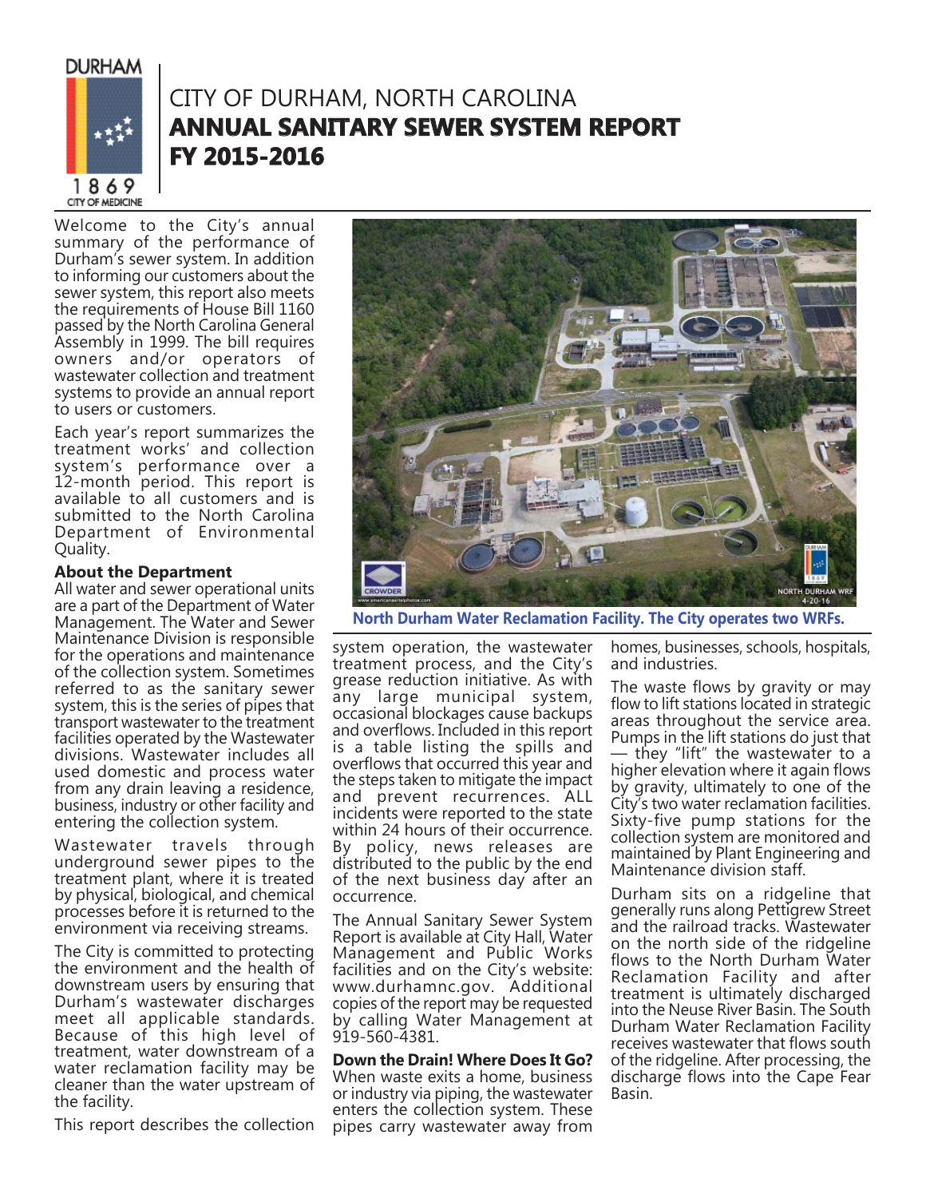# CITY OF DURHAM, NORTH CAROLINA
# ANNUAL SANITARY SEWER SYSTEM REPORT FY 2015-2016

Welcome to the City's annual summary of the performance of Durham's sewer system. In addition to informing our customers about the sewer system, this report also meets the requirements of House Bill 1160 passed by the North Carolina General Assembly in 1999. The bill requires owners and/or operators of wastewater collection and treatment systems to provide an annual report to users or customers.

Each year's report summarizes the treatment works' and collection system's performance over a 12-month period. This report is available to all customers and is submitted to the North Carolina Department of Environmental Quality.

**About the Department**

All water and sewer operational units are a part of the Department of Water Management. The Water and Sewer Maintenance Division is responsible for the operations and maintenance of the collection system. Sometimes referred to as the sanitary sewer system, this is the series of pipes that transport wastewater to the treatment facilities operated by the Wastewater divisions. Wastewater includes all used domestic and process water from any drain leaving a residence, business, industry or other facility and entering the collection system.

Wastewater travels through underground sewer pipes to the treatment plant, where it is treated by physical, biological, and chemical processes before it is returned to the environment via receiving streams.

The City is committed to protecting the environment and the health of downstream users by ensuring that Durham's wastewater discharges meet all applicable standards. Because of this high level of treatment, water downstream of a water reclamation facility may be cleaner than the water upstream of the facility.

This report describes the collection system operation, the wastewater treatment process, and the City's grease reduction initiative. As with any large municipal system, occasional blockages cause backups and overflows. Included in this report is a table listing the spills and overflows that occurred this year and the steps taken to mitigate the impact and prevent recurrences. ALL incidents were reported to the state within 24 hours of their occurrence. By policy, news releases are distributed to the public by the end of the next business day after an occurrence.

North Durham Water Reclamation Facility. The City operates two WRFs.

The Annual Sanitary Sewer System Report is available at City Hall, Water Management and Public Works facilities and on the City's website: www.durhamnc.gov. Additional copies of the report may be requested by calling Water Management at 919-560-4381.

**Down the Drain! Where Does It Go?**

When waste exits a home, business or industry via piping, the wastewater enters the collection system. These pipes carry wastewater away from homes, businesses, schools, hospitals, and industries.

The waste flows by gravity or may flow to lift stations located in strategic areas throughout the service area. Pumps in the lift stations do just that — they "lift" the wastewater to a higher elevation where it again flows by gravity, ultimately to one of the City's two water reclamation facilities. Sixty-five pump stations for the collection system are monitored and maintained by Plant Engineering and Maintenance division staff.

Durham sits on a ridgeline that generally runs along Pettigrew Street and the railroad tracks. Wastewater on the north side of the ridgeline flows to the North Durham Water Reclamation Facility and after treatment is ultimately discharged into the Neuse River Basin. The South Durham Water Reclamation Facility receives wastewater that flows south of the ridgeline. After processing, the discharge flows into the Cape Fear Basin.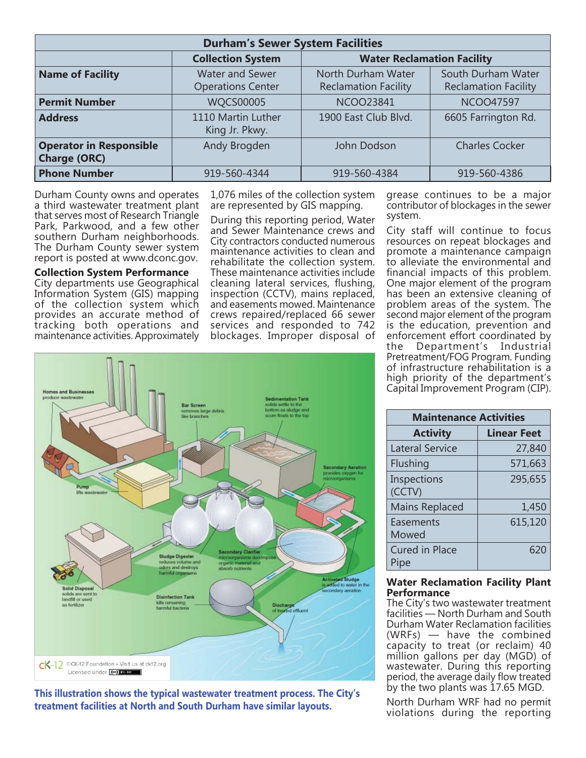| Durham's Sewer System Facilities | | | |
|---|---|---|---|
| | **Collection System** | **Water Reclamation Facility** | |
| **Name of Facility** | Water and Sewer Operations Center | North Durham Water Reclamation Facility | South Durham Water Reclamation Facility |
| **Permit Number** | WQCS00005 | NCOO23841 | NCOO47597 |
| **Address** | 1110 Martin Luther King Jr. Pkwy. | 1900 East Club Blvd. | 6605 Farrington Rd. |
| **Operator in Responsible Charge (ORC)** | Andy Brogden | John Dodson | Charles Cocker |
| **Phone Number** | 919-560-4344 | 919-560-4384 | 919-560-4386 |

Durham County owns and operates a third wastewater treatment plant that serves most of Research Triangle Park, Parkwood, and a few other southern Durham neighborhoods. The Durham County sewer system report is posted at www.dconc.gov.

**Collection System Performance**

City departments use Geographical Information System (GIS) mapping of the collection system which provides an accurate method of tracking both operations and maintenance activities. Approximately 1,076 miles of the collection system are represented by GIS mapping.

During this reporting period, Water and Sewer Maintenance crews and City contractors conducted numerous maintenance activities to clean and rehabilitate the collection system. These maintenance activities include cleaning lateral services, flushing, inspection (CCTV), mains replaced, and easements mowed. Maintenance crews repaired/replaced 66 sewer services and responded to 742 blockages. Improper disposal of grease continues to be a major contributor of blockages in the sewer system.

City staff will continue to focus resources on repeat blockages and promote a maintenance campaign to alleviate the environmental and financial impacts of this problem. One major element of the program has been an extensive cleaning of problem areas of the system. The second major element of the program is the education, prevention and enforcement effort coordinated by the Department's Industrial Pretreatment/FOG Program. Funding of infrastructure rehabilitation is a high priority of the department's Capital Improvement Program (CIP).

This illustration shows the typical wastewater treatment process. The City's treatment facilities at North and South Durham have similar layouts.

| Maintenance Activities | |
|---|---|
| **Activity** | **Linear Feet** |
| Lateral Service | 27,840 |
| Flushing | 571,663 |
| Inspections (CCTV) | 295,655 |
| Mains Replaced | 1,450 |
| Easements Mowed | 615,120 |
| Cured in Place Pipe | 620 |

**Water Reclamation Facility Plant Performance**

The City's two wastewater treatment facilities — North Durham and South Durham Water Reclamation facilities (WRFs) — have the combined capacity to treat (or reclaim) 40 million gallons per day (MGD) of wastewater. During this reporting period, the average daily flow treated by the two plants was 17.65 MGD.

North Durham WRF had no permit violations during the reporting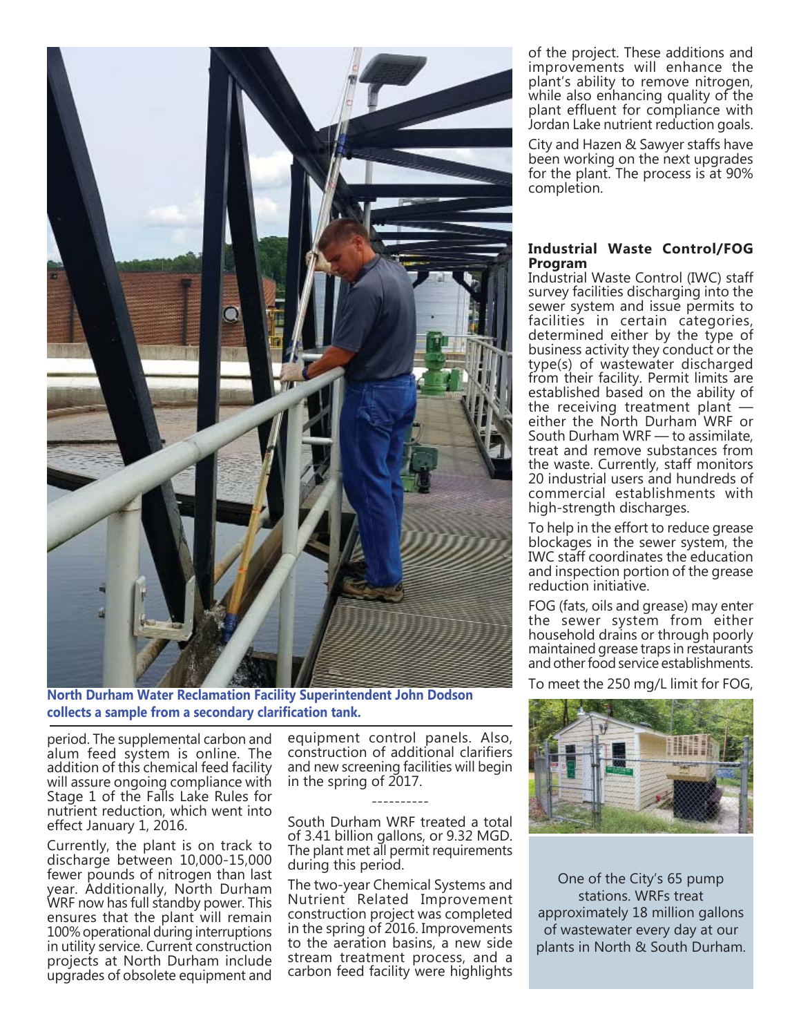**North Durham Water Reclamation Facility Superintendent John Dodson collects a sample from a secondary clarification tank.**

period. The supplemental carbon and alum feed system is online. The addition of this chemical feed facility will assure ongoing compliance with Stage 1 of the Falls Lake Rules for nutrient reduction, which went into effect January 1, 2016.

Currently, the plant is on track to discharge between 10,000-15,000 fewer pounds of nitrogen than last year. Additionally, North Durham WRF now has full standby power. This ensures that the plant will remain 100% operational during interruptions in utility service. Current construction projects at North Durham include upgrades of obsolete equipment and equipment control panels. Also, construction of additional clarifiers and new screening facilities will begin in the spring of 2017.

----------

South Durham WRF treated a total of 3.41 billion gallons, or 9.32 MGD. The plant met all permit requirements during this period.

The two-year Chemical Systems and Nutrient Related Improvement construction project was completed in the spring of 2016. Improvements to the aeration basins, a new side stream treatment process, and a carbon feed facility were highlights of the project. These additions and improvements will enhance the plant's ability to remove nitrogen, while also enhancing quality of the plant effluent for compliance with Jordan Lake nutrient reduction goals.

City and Hazen & Sawyer staffs have been working on the next upgrades for the plant. The process is at 90% completion.

### Industrial Waste Control/FOG Program

Industrial Waste Control (IWC) staff survey facilities discharging into the sewer system and issue permits to facilities in certain categories, determined either by the type of business activity they conduct or the type(s) of wastewater discharged from their facility. Permit limits are established based on the ability of the receiving treatment plant — either the North Durham WRF or South Durham WRF — to assimilate, treat and remove substances from the waste. Currently, staff monitors 20 industrial users and hundreds of commercial establishments with high-strength discharges.

To help in the effort to reduce grease blockages in the sewer system, the IWC staff coordinates the education and inspection portion of the grease reduction initiative.

FOG (fats, oils and grease) may enter the sewer system from either household drains or through poorly maintained grease traps in restaurants and other food service establishments.

To meet the 250 mg/L limit for FOG,

One of the City's 65 pump stations. WRFs treat approximately 18 million gallons of wastewater every day at our plants in North & South Durham.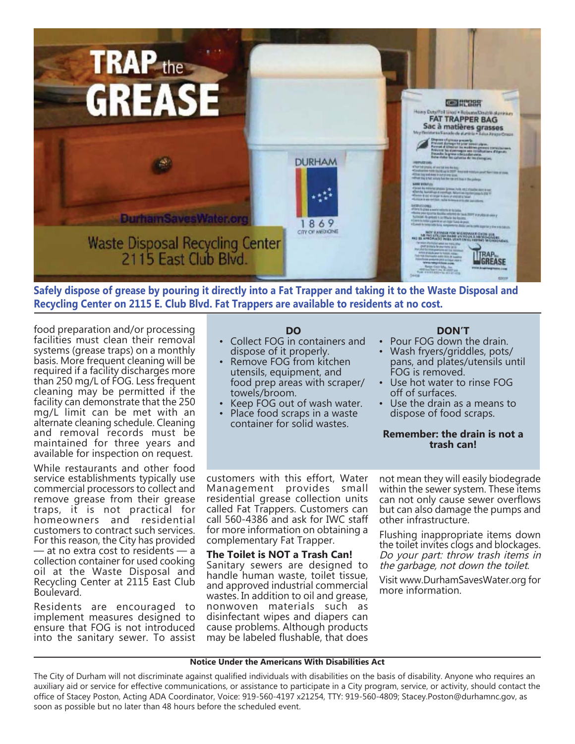**Safely dispose of grease by pouring it directly into a Fat Trapper and taking it to the Waste Disposal and Recycling Center on 2115 E. Club Blvd. Fat Trappers are available to residents at no cost.**

food preparation and/or processing facilities must clean their removal systems (grease traps) on a monthly basis. More frequent cleaning will be required if a facility discharges more than 250 mg/L of FOG. Less frequent cleaning may be permitted if the facility can demonstrate that the 250 mg/L limit can be met with an alternate cleaning schedule. Cleaning and removal records must be maintained for three years and available for inspection on request.

While restaurants and other food service establishments typically use commercial processors to collect and remove grease from their grease traps, it is not practical for homeowners and residential customers to contract such services. For this reason, the City has provided — at no extra cost to residents — a collection container for used cooking oil at the Waste Disposal and Recycling Center at 2115 East Club Boulevard.

Residents are encouraged to implement measures designed to ensure that FOG is not introduced into the sanitary sewer. To assist customers with this effort, Water Management provides small residential grease collection units called Fat Trappers. Customers can call 560-4386 and ask for IWC staff for more information on obtaining a complementary Fat Trapper.

**DO**

- Collect FOG in containers and dispose of it properly.
- Remove FOG from kitchen utensils, equipment, and food prep areas with scraper/towels/broom.
- Keep FOG out of wash water.
- Place food scraps in a waste container for solid wastes.

**DON'T**

- Pour FOG down the drain.
- Wash fryers/griddles, pots/pans, and plates/utensils until FOG is removed.
- Use hot water to rinse FOG off of surfaces.
- Use the drain as a means to dispose of food scraps.

**Remember: the drain is not a trash can!**

### The Toilet is NOT a Trash Can!

Sanitary sewers are designed to handle human waste, toilet tissue, and approved industrial commercial wastes. In addition to oil and grease, nonwoven materials such as disinfectant wipes and diapers can cause problems. Although products may be labeled flushable, that does not mean they will easily biodegrade within the sewer system. These items can not only cause sewer overflows but can also damage the pumps and other infrastructure.

Flushing inappropriate items down the toilet invites clogs and blockages. *Do your part: throw trash items in the garbage, not down the toilet.*

Visit www.DurhamSavesWater.org for more information.

**Notice Under the Americans With Disabilities Act**

The City of Durham will not discriminate against qualified individuals with disabilities on the basis of disability. Anyone who requires an auxiliary aid or service for effective communications, or assistance to participate in a City program, service, or activity, should contact the office of Stacey Poston, Acting ADA Coordinator, Voice: 919-560-4197 x21254, TTY: 919-560-4809; Stacey.Poston@durhamnc.gov, as soon as possible but no later than 48 hours before the scheduled event.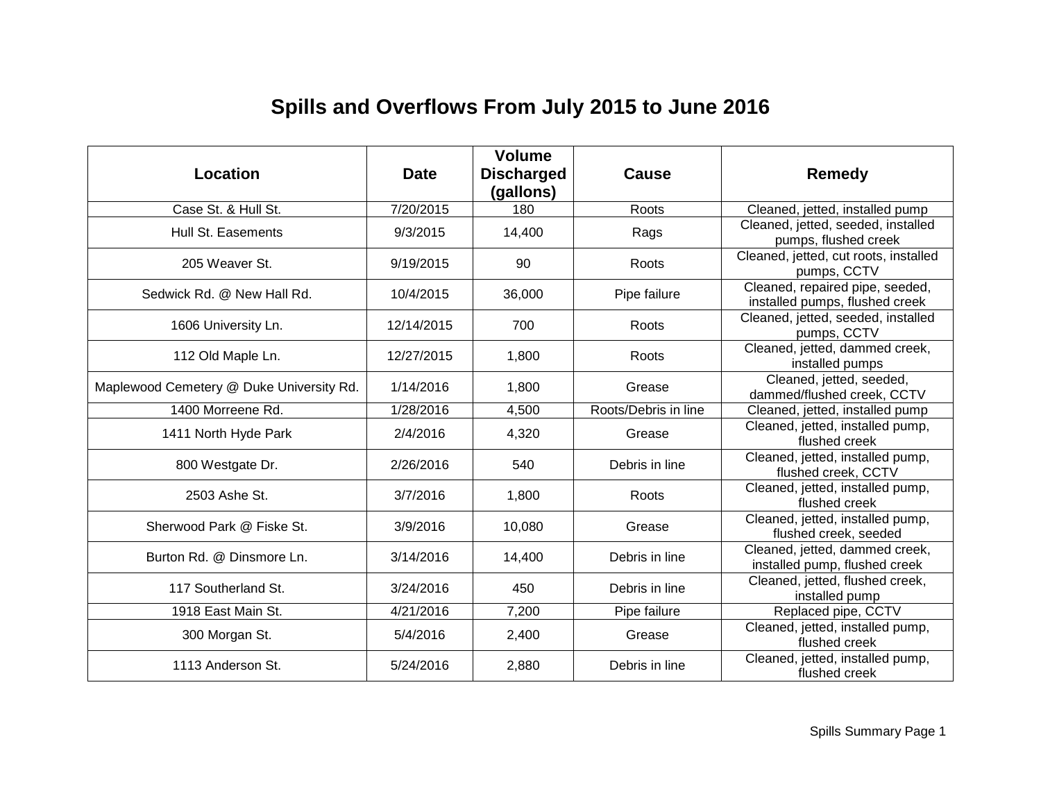# Spills and Overflows From July 2015 to June 2016

| Location | Date | Volume Discharged (gallons) | Cause | Remedy |
|---|---|---|---|---|
| Case St. & Hull St. | 7/20/2015 | 180 | Roots | Cleaned, jetted, installed pump |
| Hull St. Easements | 9/3/2015 | 14,400 | Rags | Cleaned, jetted, seeded, installed pumps, flushed creek |
| 205 Weaver St. | 9/19/2015 | 90 | Roots | Cleaned, jetted, cut roots, installed pumps, CCTV |
| Sedwick Rd. @ New Hall Rd. | 10/4/2015 | 36,000 | Pipe failure | Cleaned, repaired pipe, seeded, installed pumps, flushed creek |
| 1606 University Ln. | 12/14/2015 | 700 | Roots | Cleaned, jetted, seeded, installed pumps, CCTV |
| 112 Old Maple Ln. | 12/27/2015 | 1,800 | Roots | Cleaned, jetted, dammed creek, installed pumps |
| Maplewood Cemetery @ Duke University Rd. | 1/14/2016 | 1,800 | Grease | Cleaned, jetted, seeded, dammed/flushed creek, CCTV |
| 1400 Morreene Rd. | 1/28/2016 | 4,500 | Roots/Debris in line | Cleaned, jetted, installed pump |
| 1411 North Hyde Park | 2/4/2016 | 4,320 | Grease | Cleaned, jetted, installed pump, flushed creek |
| 800 Westgate Dr. | 2/26/2016 | 540 | Debris in line | Cleaned, jetted, installed pump, flushed creek, CCTV |
| 2503 Ashe St. | 3/7/2016 | 1,800 | Roots | Cleaned, jetted, installed pump, flushed creek |
| Sherwood Park @ Fiske St. | 3/9/2016 | 10,080 | Grease | Cleaned, jetted, installed pump, flushed creek, seeded |
| Burton Rd. @ Dinsmore Ln. | 3/14/2016 | 14,400 | Debris in line | Cleaned, jetted, dammed creek, installed pump, flushed creek |
| 117 Southerland St. | 3/24/2016 | 450 | Debris in line | Cleaned, jetted, flushed creek, installed pump |
| 1918 East Main St. | 4/21/2016 | 7,200 | Pipe failure | Replaced pipe, CCTV |
| 300 Morgan St. | 5/4/2016 | 2,400 | Grease | Cleaned, jetted, installed pump, flushed creek |
| 1113 Anderson St. | 5/24/2016 | 2,880 | Debris in line | Cleaned, jetted, installed pump, flushed creek |

Spills Summary Page 1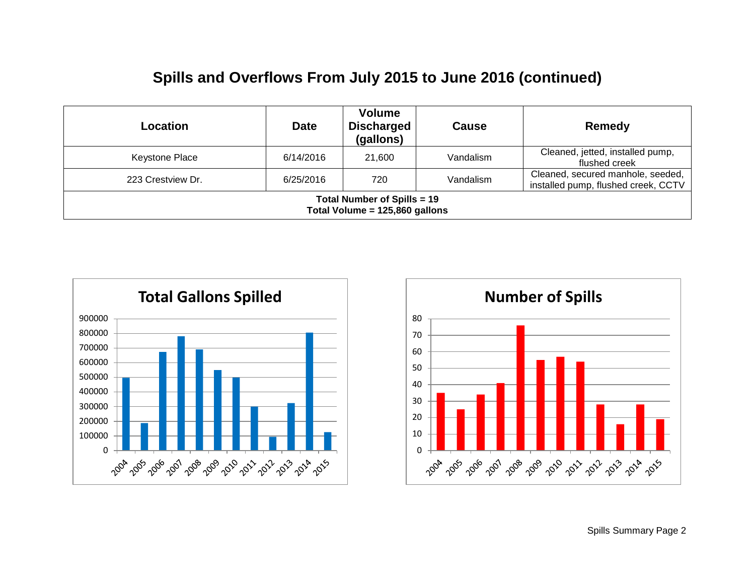# Spills and Overflows From July 2015 to June 2016 (continued)

| Location | Date | Volume Discharged (gallons) | Cause | Remedy |
|---|---|---|---|---|
| Keystone Place | 6/14/2016 | 21,600 | Vandalism | Cleaned, jetted, installed pump, flushed creek |
| 223 Crestview Dr. | 6/25/2016 | 720 | Vandalism | Cleaned, secured manhole, seeded, installed pump, flushed creek, CCTV |
| **Total Number of Spills = 19**<br>**Total Volume = 125,860 gallons** | | | | |

Total Gallons Spilled

900000
800000
700000
600000
500000
400000
300000
200000
100000
0

2004 2005 2006 2007 2008 2009 2010 2011 2012 2013 2014 2015

Number of Spills

80
70
60
50
40
30
20
10
0

2004 2005 2006 2007 2008 2009 2010 2011 2012 2013 2014 2015